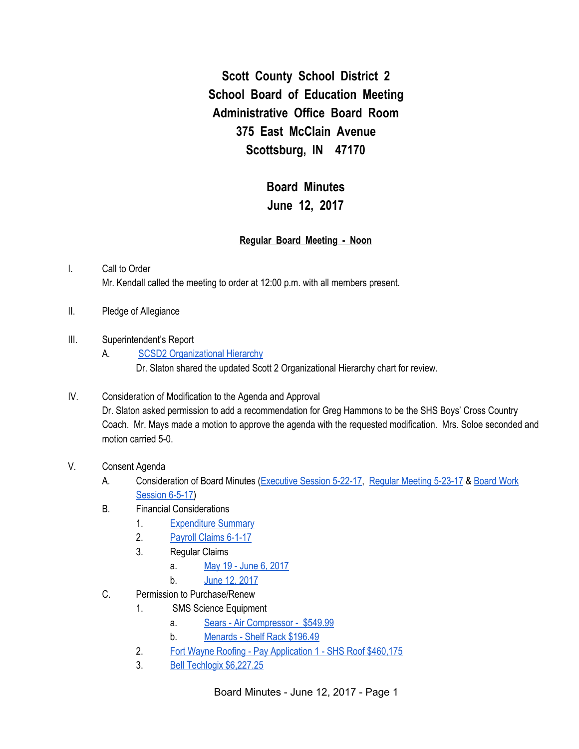# Scott County School District 2
# School Board of Education Meeting
# Administrative Office Board Room
# 375 East McClain Avenue
# Scottsburg, IN 47170

## Board Minutes
## June 12, 2017

**Regular Board Meeting - Noon**

I. Call to Order

Mr. Kendall called the meeting to order at 12:00 p.m. with all members present.

II. Pledge of Allegiance

III. Superintendent's Report

A. SCSD2 Organizational Hierarchy

Dr. Slaton shared the updated Scott 2 Organizational Hierarchy chart for review.

IV. Consideration of Modification to the Agenda and Approval

Dr. Slaton asked permission to add a recommendation for Greg Hammons to be the SHS Boys' Cross Country Coach. Mr. Mays made a motion to approve the agenda with the requested modification. Mrs. Soloe seconded and motion carried 5-0.

V. Consent Agenda

A. Consideration of Board Minutes (Executive Session 5-22-17, Regular Meeting 5-23-17 & Board Work Session 6-5-17)

B. Financial Considerations

1. Expenditure Summary
2. Payroll Claims 6-1-17
3. Regular Claims
   a. May 19 - June 6, 2017
   b. June 12, 2017

C. Permission to Purchase/Renew

1. SMS Science Equipment
   a. Sears - Air Compressor - $549.99
   b. Menards - Shelf Rack $196.49
2. Fort Wayne Roofing - Pay Application 1 - SHS Roof $460,175
3. Bell Techlogix $6,227.25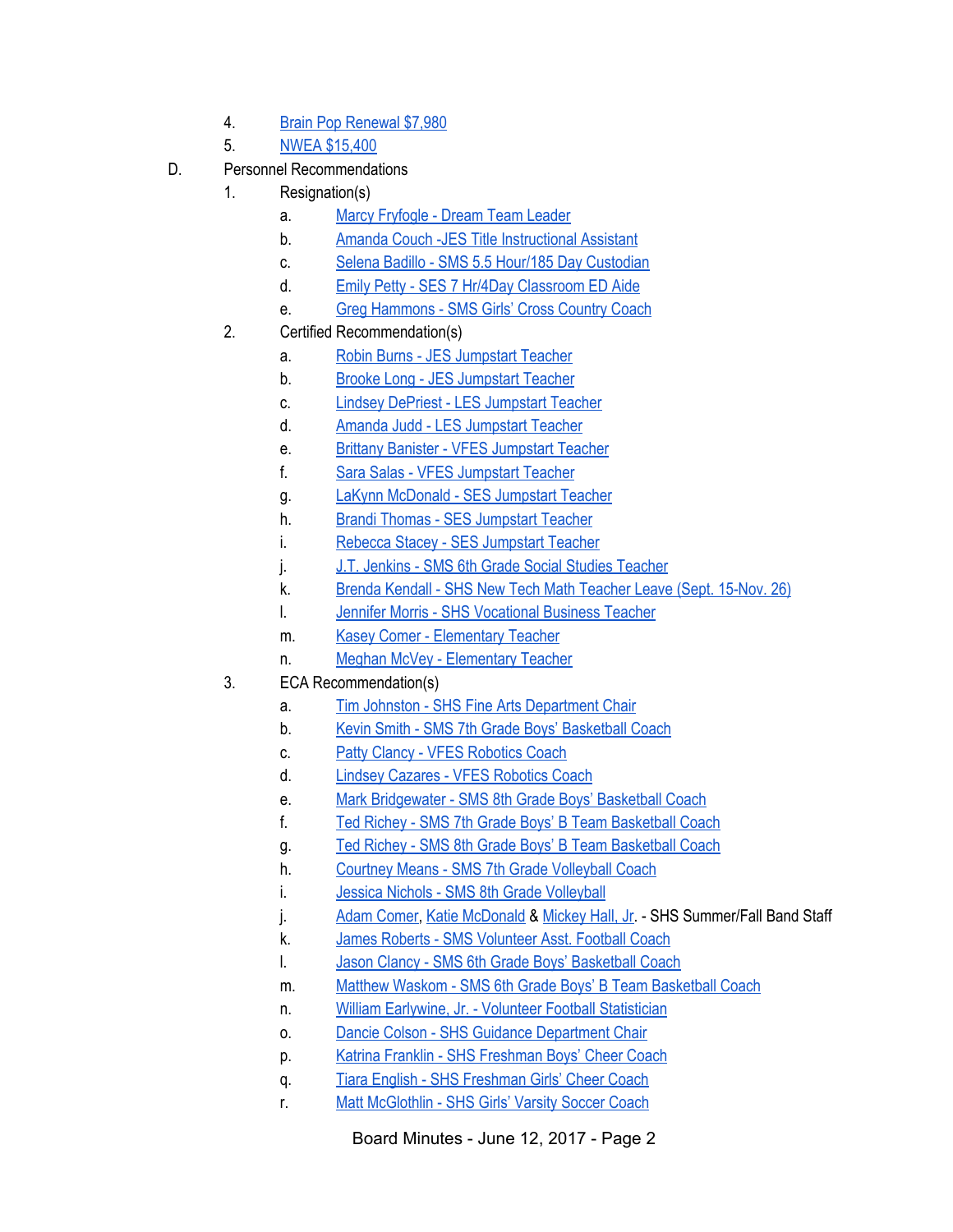4. Brain Pop Renewal $7,980
5. NWEA $15,400

D. Personnel Recommendations

1. Resignation(s)
   a. Marcy Fryfogle - Dream Team Leader
   b. Amanda Couch -JES Title Instructional Assistant
   c. Selena Badillo - SMS 5.5 Hour/185 Day Custodian
   d. Emily Petty - SES 7 Hr/4Day Classroom ED Aide
   e. Greg Hammons - SMS Girls' Cross Country Coach

2. Certified Recommendation(s)
   a. Robin Burns - JES Jumpstart Teacher
   b. Brooke Long - JES Jumpstart Teacher
   c. Lindsey DePriest - LES Jumpstart Teacher
   d. Amanda Judd - LES Jumpstart Teacher
   e. Brittany Banister - VFES Jumpstart Teacher
   f. Sara Salas - VFES Jumpstart Teacher
   g. LaKynn McDonald - SES Jumpstart Teacher
   h. Brandi Thomas - SES Jumpstart Teacher
   i. Rebecca Stacey - SES Jumpstart Teacher
   j. J.T. Jenkins - SMS 6th Grade Social Studies Teacher
   k. Brenda Kendall - SHS New Tech Math Teacher Leave (Sept. 15-Nov. 26)
   l. Jennifer Morris - SHS Vocational Business Teacher
   m. Kasey Comer - Elementary Teacher
   n. Meghan McVey - Elementary Teacher

3. ECA Recommendation(s)
   a. Tim Johnston - SHS Fine Arts Department Chair
   b. Kevin Smith - SMS 7th Grade Boys' Basketball Coach
   c. Patty Clancy - VFES Robotics Coach
   d. Lindsey Cazares - VFES Robotics Coach
   e. Mark Bridgewater - SMS 8th Grade Boys' Basketball Coach
   f. Ted Richey - SMS 7th Grade Boys' B Team Basketball Coach
   g. Ted Richey - SMS 8th Grade Boys' B Team Basketball Coach
   h. Courtney Means - SMS 7th Grade Volleyball Coach
   i. Jessica Nichols - SMS 8th Grade Volleyball
   j. Adam Comer, Katie McDonald & Mickey Hall, Jr. - SHS Summer/Fall Band Staff
   k. James Roberts - SMS Volunteer Asst. Football Coach
   l. Jason Clancy - SMS 6th Grade Boys' Basketball Coach
   m. Matthew Waskom - SMS 6th Grade Boys' B Team Basketball Coach
   n. William Earlywine, Jr. - Volunteer Football Statistician
   o. Dancie Colson - SHS Guidance Department Chair
   p. Katrina Franklin - SHS Freshman Boys' Cheer Coach
   q. Tiara English - SHS Freshman Girls' Cheer Coach
   r. Matt McGlothlin - SHS Girls' Varsity Soccer Coach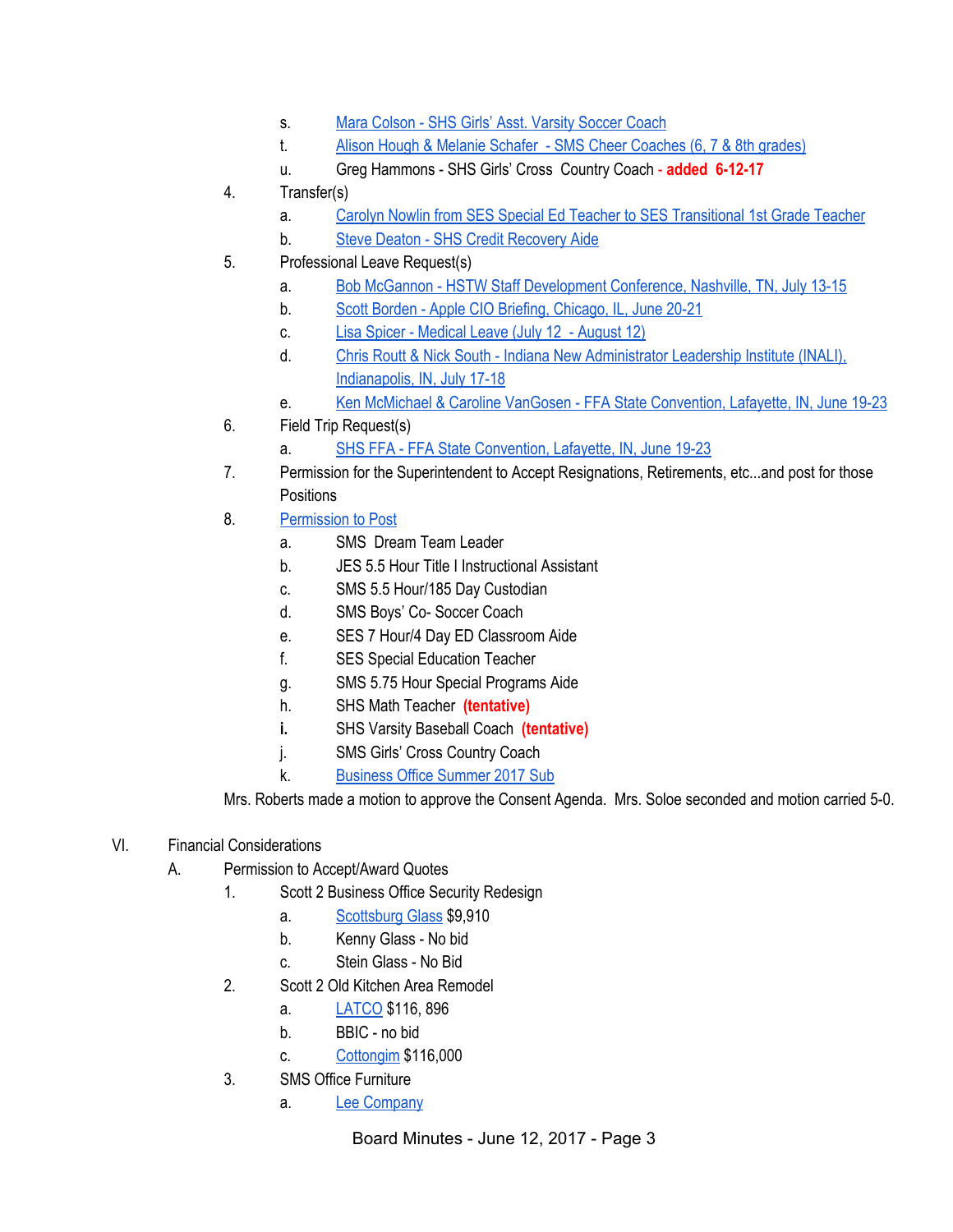s. Mara Colson - SHS Girls' Asst. Varsity Soccer Coach
t. Alison Hough & Melanie Schafer - SMS Cheer Coaches (6, 7 & 8th grades)
u. Greg Hammons - SHS Girls' Cross Country Coach - **added 6-12-17**

4. Transfer(s)
   a. Carolyn Nowlin from SES Special Ed Teacher to SES Transitional 1st Grade Teacher
   b. Steve Deaton - SHS Credit Recovery Aide
5. Professional Leave Request(s)
   a. Bob McGannon - HSTW Staff Development Conference, Nashville, TN, July 13-15
   b. Scott Borden - Apple CIO Briefing, Chicago, IL, June 20-21
   c. Lisa Spicer - Medical Leave (July 12 - August 12)
   d. Chris Routt & Nick South - Indiana New Administrator Leadership Institute (INALI), Indianapolis, IN, July 17-18
   e. Ken McMichael & Caroline VanGosen - FFA State Convention, Lafayette, IN, June 19-23
6. Field Trip Request(s)
   a. SHS FFA - FFA State Convention, Lafayette, IN, June 19-23
7. Permission for the Superintendent to Accept Resignations, Retirements, etc...and post for those Positions
8. Permission to Post
   a. SMS Dream Team Leader
   b. JES 5.5 Hour Title I Instructional Assistant
   c. SMS 5.5 Hour/185 Day Custodian
   d. SMS Boys' Co- Soccer Coach
   e. SES 7 Hour/4 Day ED Classroom Aide
   f. SES Special Education Teacher
   g. SMS 5.75 Hour Special Programs Aide
   h. SHS Math Teacher **(tentative)**
   i. SHS Varsity Baseball Coach **(tentative)**
   j. SMS Girls' Cross Country Coach
   k. Business Office Summer 2017 Sub

Mrs. Roberts made a motion to approve the Consent Agenda. Mrs. Soloe seconded and motion carried 5-0.

VI. Financial Considerations

A. Permission to Accept/Award Quotes

1. Scott 2 Business Office Security Redesign
   a. Scottsburg Glass $9,910
   b. Kenny Glass - No bid
   c. Stein Glass - No Bid
2. Scott 2 Old Kitchen Area Remodel
   a. LATCO $116, 896
   b. BBIC - no bid
   c. Cottongim $116,000
3. SMS Office Furniture
   a. Lee Company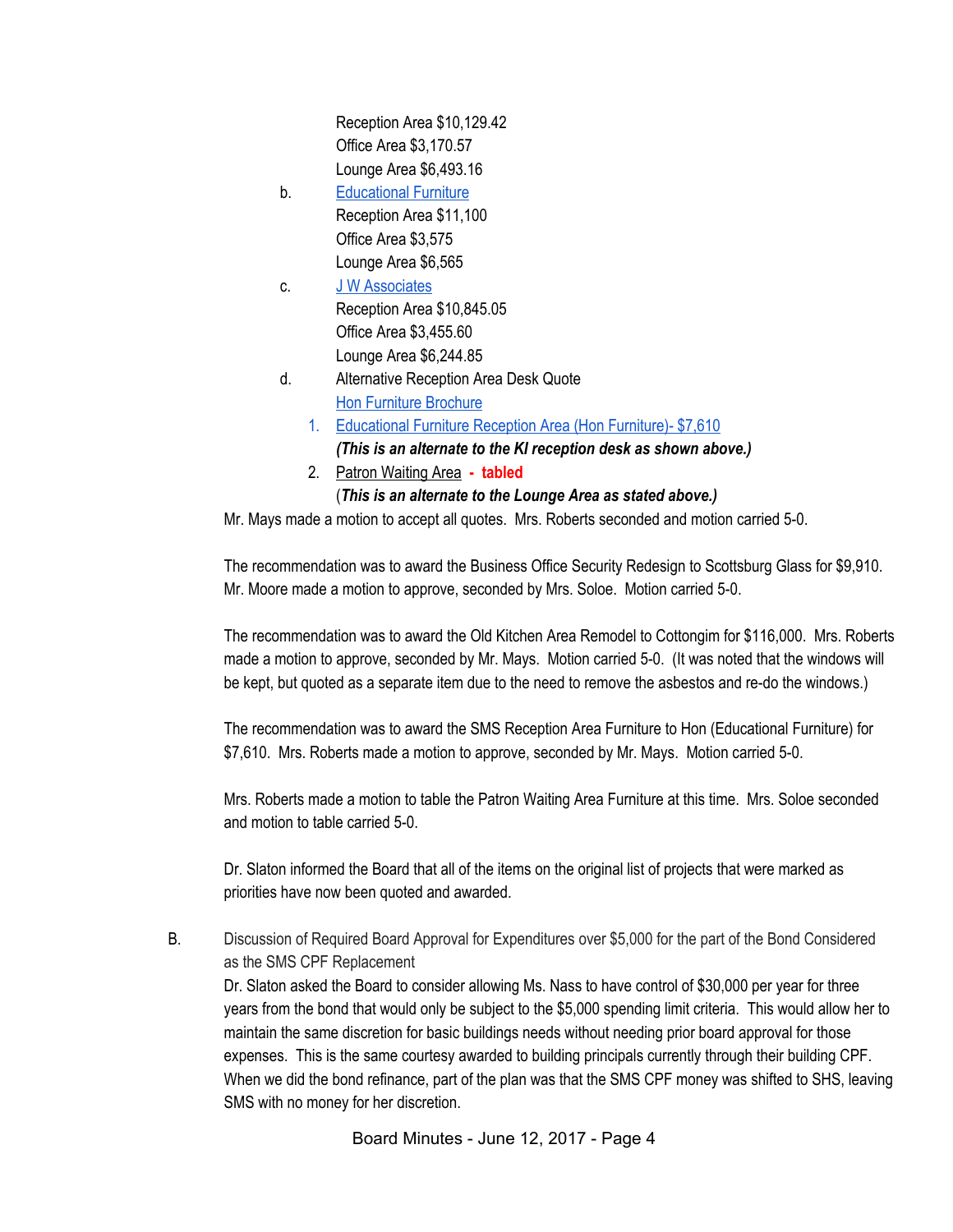Reception Area $10,129.42
Office Area $3,170.57
Lounge Area $6,493.16

b. Educational Furniture
Reception Area $11,100
Office Area $3,575
Lounge Area $6,565

c. J W Associates
Reception Area $10,845.05
Office Area $3,455.60
Lounge Area $6,244.85

d. Alternative Reception Area Desk Quote
Hon Furniture Brochure

1. Educational Furniture Reception Area (Hon Furniture)- $7,610
   ***(This is an alternate to the KI reception desk as shown above.)***
2. Patron Waiting Area **- tabled**
   (***This is an alternate to the Lounge Area as stated above.)***

Mr. Mays made a motion to accept all quotes. Mrs. Roberts seconded and motion carried 5-0.

The recommendation was to award the Business Office Security Redesign to Scottsburg Glass for $9,910. Mr. Moore made a motion to approve, seconded by Mrs. Soloe. Motion carried 5-0.

The recommendation was to award the Old Kitchen Area Remodel to Cottongim for $116,000. Mrs. Roberts made a motion to approve, seconded by Mr. Mays. Motion carried 5-0. (It was noted that the windows will be kept, but quoted as a separate item due to the need to remove the asbestos and re-do the windows.)

The recommendation was to award the SMS Reception Area Furniture to Hon (Educational Furniture) for $7,610. Mrs. Roberts made a motion to approve, seconded by Mr. Mays. Motion carried 5-0.

Mrs. Roberts made a motion to table the Patron Waiting Area Furniture at this time. Mrs. Soloe seconded and motion to table carried 5-0.

Dr. Slaton informed the Board that all of the items on the original list of projects that were marked as priorities have now been quoted and awarded.

B. Discussion of Required Board Approval for Expenditures over $5,000 for the part of the Bond Considered as the SMS CPF Replacement

Dr. Slaton asked the Board to consider allowing Ms. Nass to have control of $30,000 per year for three years from the bond that would only be subject to the $5,000 spending limit criteria. This would allow her to maintain the same discretion for basic buildings needs without needing prior board approval for those expenses. This is the same courtesy awarded to building principals currently through their building CPF. When we did the bond refinance, part of the plan was that the SMS CPF money was shifted to SHS, leaving SMS with no money for her discretion.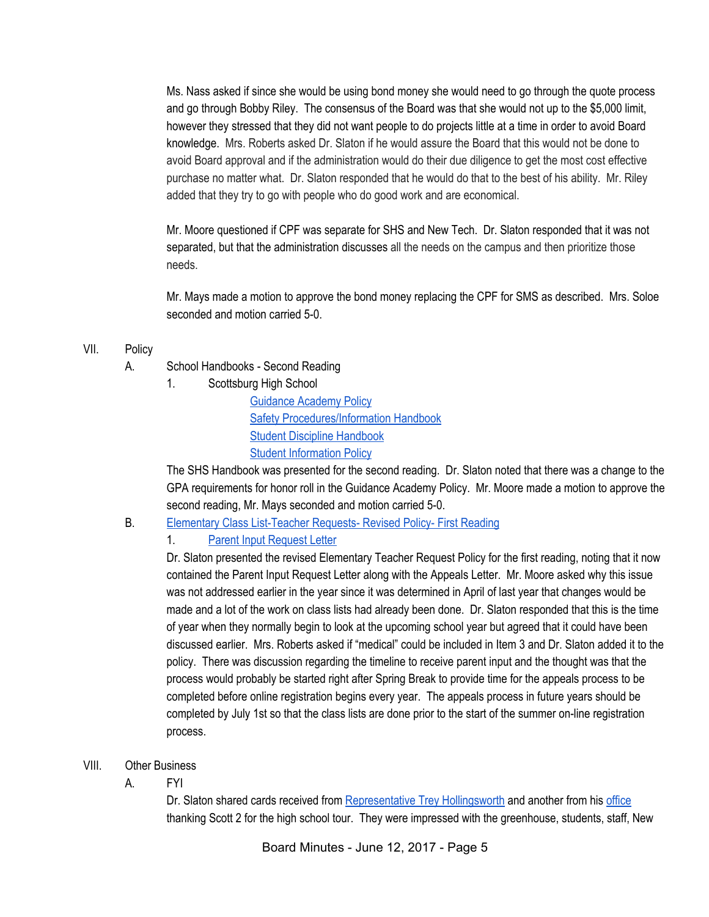Ms. Nass asked if since she would be using bond money she would need to go through the quote process and go through Bobby Riley. The consensus of the Board was that she would not up to the $5,000 limit, however they stressed that they did not want people to do projects little at a time in order to avoid Board knowledge. Mrs. Roberts asked Dr. Slaton if he would assure the Board that this would not be done to avoid Board approval and if the administration would do their due diligence to get the most cost effective purchase no matter what. Dr. Slaton responded that he would do that to the best of his ability. Mr. Riley added that they try to go with people who do good work and are economical.

Mr. Moore questioned if CPF was separate for SHS and New Tech. Dr. Slaton responded that it was not separated, but that the administration discusses all the needs on the campus and then prioritize those needs.

Mr. Mays made a motion to approve the bond money replacing the CPF for SMS as described. Mrs. Soloe seconded and motion carried 5-0.

VII. Policy

A. School Handbooks - Second Reading

1. Scottsburg High School

Guidance Academy Policy
Safety Procedures/Information Handbook
Student Discipline Handbook
Student Information Policy

The SHS Handbook was presented for the second reading. Dr. Slaton noted that there was a change to the GPA requirements for honor roll in the Guidance Academy Policy. Mr. Moore made a motion to approve the second reading, Mr. Mays seconded and motion carried 5-0.

B. Elementary Class List-Teacher Requests- Revised Policy- First Reading

1. Parent Input Request Letter

Dr. Slaton presented the revised Elementary Teacher Request Policy for the first reading, noting that it now contained the Parent Input Request Letter along with the Appeals Letter. Mr. Moore asked why this issue was not addressed earlier in the year since it was determined in April of last year that changes would be made and a lot of the work on class lists had already been done. Dr. Slaton responded that this is the time of year when they normally begin to look at the upcoming school year but agreed that it could have been discussed earlier. Mrs. Roberts asked if "medical" could be included in Item 3 and Dr. Slaton added it to the policy. There was discussion regarding the timeline to receive parent input and the thought was that the process would probably be started right after Spring Break to provide time for the appeals process to be completed before online registration begins every year. The appeals process in future years should be completed by July 1st so that the class lists are done prior to the start of the summer on-line registration process.

VIII. Other Business

A. FYI

Dr. Slaton shared cards received from Representative Trey Hollingsworth and another from his office thanking Scott 2 for the high school tour. They were impressed with the greenhouse, students, staff, New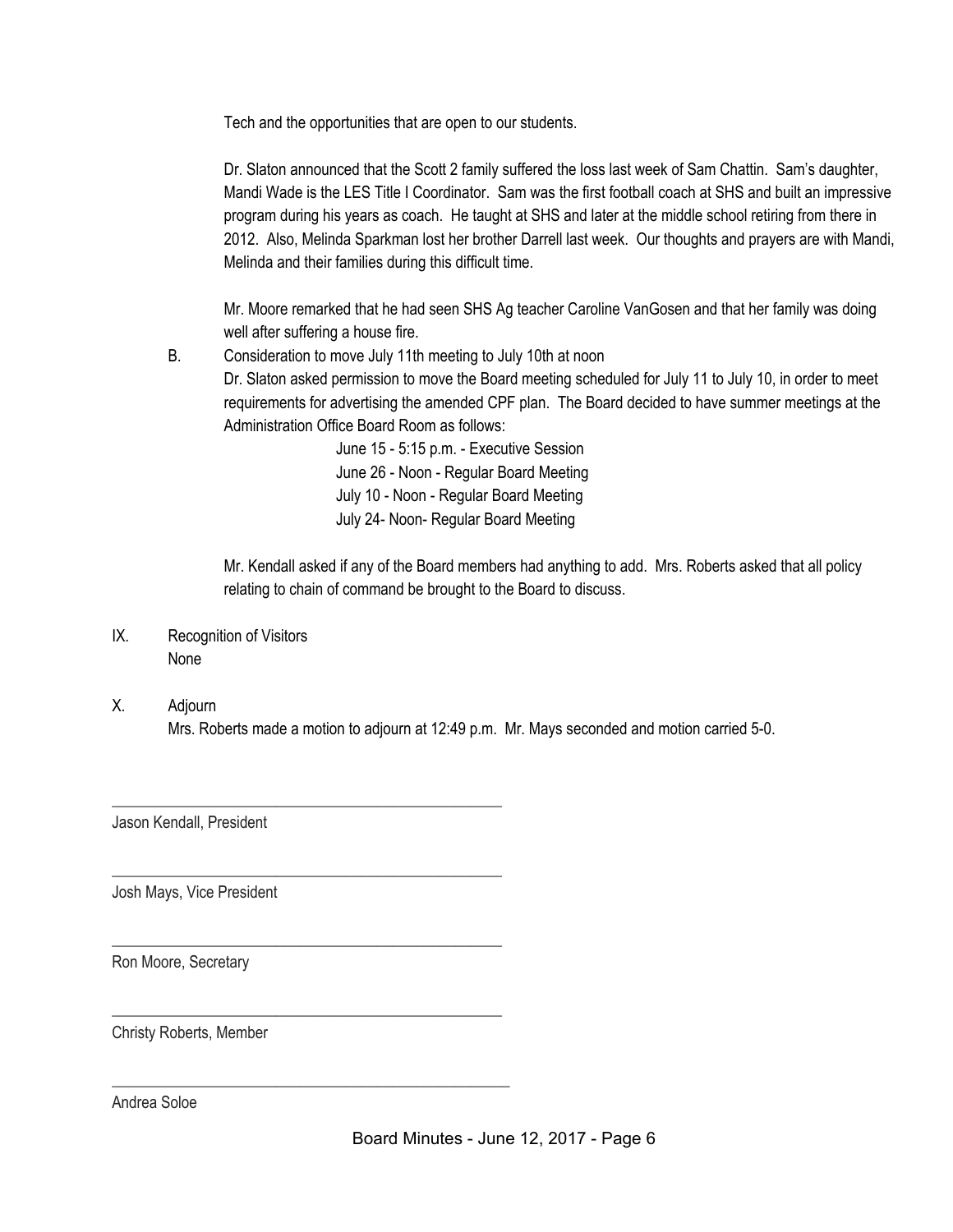Tech and the opportunities that are open to our students.

Dr. Slaton announced that the Scott 2 family suffered the loss last week of Sam Chattin. Sam's daughter, Mandi Wade is the LES Title I Coordinator. Sam was the first football coach at SHS and built an impressive program during his years as coach. He taught at SHS and later at the middle school retiring from there in 2012. Also, Melinda Sparkman lost her brother Darrell last week. Our thoughts and prayers are with Mandi, Melinda and their families during this difficult time.

Mr. Moore remarked that he had seen SHS Ag teacher Caroline VanGosen and that her family was doing well after suffering a house fire.

B. Consideration to move July 11th meeting to July 10th at noon

Dr. Slaton asked permission to move the Board meeting scheduled for July 11 to July 10, in order to meet requirements for advertising the amended CPF plan. The Board decided to have summer meetings at the Administration Office Board Room as follows:

June 15 - 5:15 p.m. - Executive Session
June 26 - Noon - Regular Board Meeting
July 10 - Noon - Regular Board Meeting
July 24- Noon- Regular Board Meeting

Mr. Kendall asked if any of the Board members had anything to add. Mrs. Roberts asked that all policy relating to chain of command be brought to the Board to discuss.

IX. Recognition of Visitors

None

X. Adjourn

Mrs. Roberts made a motion to adjourn at 12:49 p.m. Mr. Mays seconded and motion carried 5-0.

\_\_\_\_\_\_\_\_\_\_\_\_\_\_\_\_\_\_\_\_\_\_\_\_\_\_\_\_\_\_\_\_\_\_\_\_\_\_\_\_\_\_\_\_

Jason Kendall, President

\_\_\_\_\_\_\_\_\_\_\_\_\_\_\_\_\_\_\_\_\_\_\_\_\_\_\_\_\_\_\_\_\_\_\_\_\_\_\_\_\_\_\_\_

Josh Mays, Vice President

\_\_\_\_\_\_\_\_\_\_\_\_\_\_\_\_\_\_\_\_\_\_\_\_\_\_\_\_\_\_\_\_\_\_\_\_\_\_\_\_\_\_\_\_

Ron Moore, Secretary

\_\_\_\_\_\_\_\_\_\_\_\_\_\_\_\_\_\_\_\_\_\_\_\_\_\_\_\_\_\_\_\_\_\_\_\_\_\_\_\_\_\_\_\_

Christy Roberts, Member

\_\_\_\_\_\_\_\_\_\_\_\_\_\_\_\_\_\_\_\_\_\_\_\_\_\_\_\_\_\_\_\_\_\_\_\_\_\_\_\_\_\_\_\_

Andrea Soloe